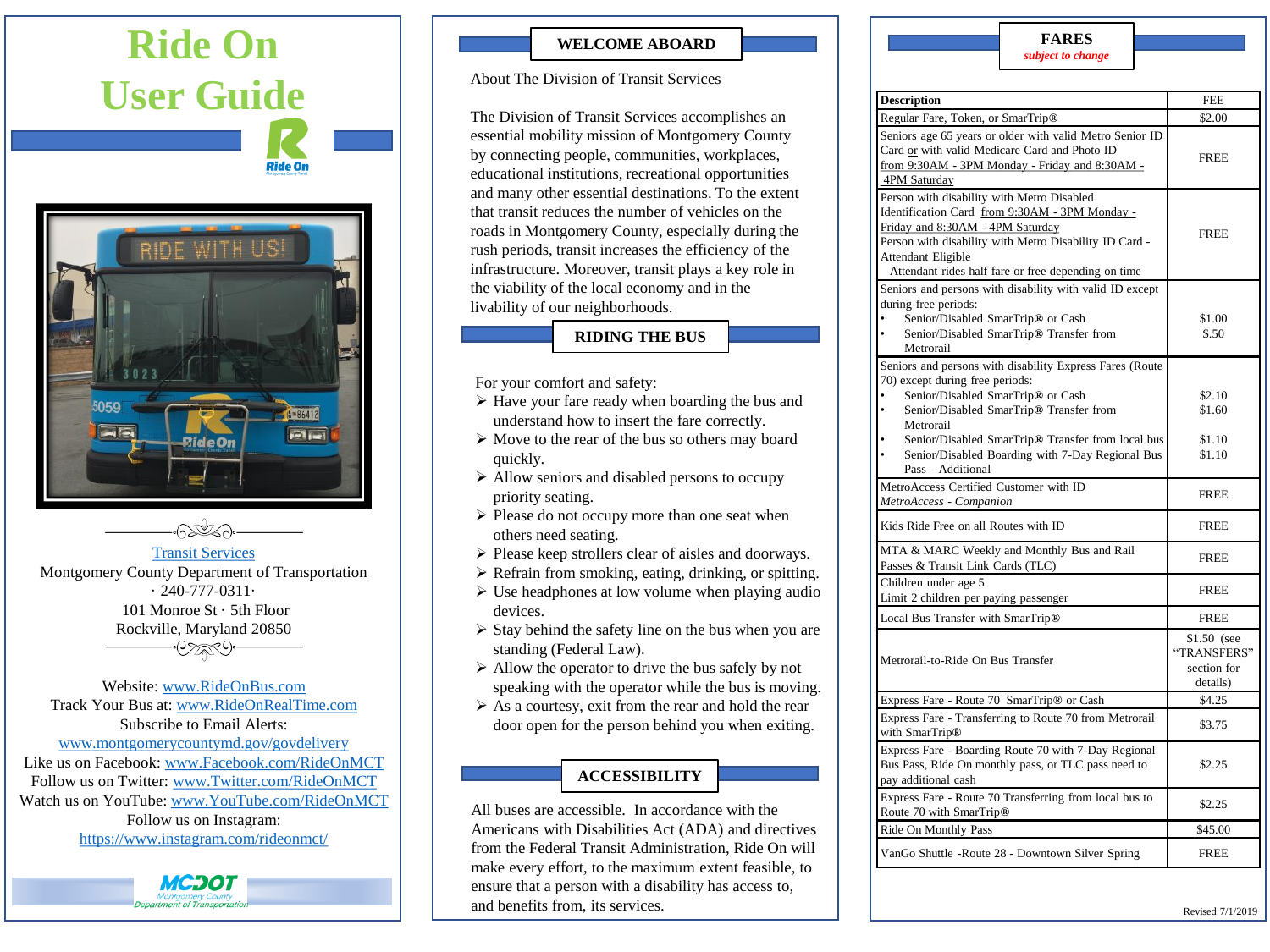# Ride On User Guide

[Transit Services](#)

Montgomery County Department of Transportation

· 240-777-0311·

101 Monroe St · 5th Floor

Rockville, Maryland 20850

Website: www.RideOnBus.com

Track Your Bus at: www.RideOnRealTime.com

Subscribe to Email Alerts:

www.montgomerycountymd.gov/govdelivery

Like us on Facebook: www.Facebook.com/RideOnMCT

Follow us on Twitter: www.Twitter.com/RideOnMCT

Watch us on YouTube: www.YouTube.com/RideOnMCT

Follow us on Instagram:

https://www.instagram.com/rideonmct/

MCDOT Montgomery County Department of Transportation

## WELCOME ABOARD

About The Division of Transit Services

The Division of Transit Services accomplishes an essential mobility mission of Montgomery County by connecting people, communities, workplaces, educational institutions, recreational opportunities and many other essential destinations. To the extent that transit reduces the number of vehicles on the roads in Montgomery County, especially during the rush periods, transit increases the efficiency of the infrastructure. Moreover, transit plays a key role in the viability of the local economy and in the livability of our neighborhoods.

## RIDING THE BUS

For your comfort and safety:

- Have your fare ready when boarding the bus and understand how to insert the fare correctly.
- Move to the rear of the bus so others may board quickly.
- Allow seniors and disabled persons to occupy priority seating.
- Please do not occupy more than one seat when others need seating.
- Please keep strollers clear of aisles and doorways.
- Refrain from smoking, eating, drinking, or spitting.
- Use headphones at low volume when playing audio devices.
- Stay behind the safety line on the bus when you are standing (Federal Law).
- Allow the operator to drive the bus safely by not speaking with the operator while the bus is moving.
- As a courtesy, exit from the rear and hold the rear door open for the person behind you when exiting.

## ACCESSIBILITY

All buses are accessible. In accordance with the Americans with Disabilities Act (ADA) and directives from the Federal Transit Administration, Ride On will make every effort, to the maximum extent feasible, to ensure that a person with a disability has access to, and benefits from, its services.

## FARES

*subject to change*

| Description | FEE |
|---|---|
| Regular Fare, Token, or SmarTrip® | $2.00 |
| Seniors age 65 years or older with valid Metro Senior ID Card or with valid Medicare Card and Photo ID from 9:30AM - 3PM Monday - Friday and 8:30AM - 4PM Saturday | FREE |
| Person with disability with Metro Disabled Identification Card from 9:30AM - 3PM Monday - Friday and 8:30AM - 4PM Saturday<br>Person with disability with Metro Disability ID Card - Attendant Eligible<br>Attendant rides half fare or free depending on time | FREE |
| Seniors and persons with disability with valid ID except during free periods:<br>• Senior/Disabled SmarTrip® or Cash<br>• Senior/Disabled SmarTrip® Transfer from Metrorail | <br>$1.00<br>$.50 |
| Seniors and persons with disability Express Fares (Route 70) except during free periods:<br>• Senior/Disabled SmarTrip® or Cash<br>• Senior/Disabled SmarTrip® Transfer from Metrorail<br>• Senior/Disabled SmarTrip® Transfer from local bus<br>• Senior/Disabled Boarding with 7-Day Regional Bus Pass – Additional | <br>$2.10<br>$1.60<br>$1.10<br>$1.10 |
| MetroAccess Certified Customer with ID<br>*MetroAccess - Companion* | FREE |
| Kids Ride Free on all Routes with ID | FREE |
| MTA & MARC Weekly and Monthly Bus and Rail Passes & Transit Link Cards (TLC) | FREE |
| Children under age 5<br>Limit 2 children per paying passenger | FREE |
| Local Bus Transfer with SmarTrip® | FREE |
| Metrorail-to-Ride On Bus Transfer | $1.50 (see "TRANSFERS" section for details) |
| Express Fare - Route 70 SmarTrip® or Cash | $4.25 |
| Express Fare - Transferring to Route 70 from Metrorail with SmarTrip® | $3.75 |
| Express Fare - Boarding Route 70 with 7-Day Regional Bus Pass, Ride On monthly pass, or TLC pass need to pay additional cash | $2.25 |
| Express Fare - Route 70 Transferring from local bus to Route 70 with SmarTrip® | $2.25 |
| Ride On Monthly Pass | $45.00 |
| VanGo Shuttle -Route 28 - Downtown Silver Spring | FREE |

Revised 7/1/2019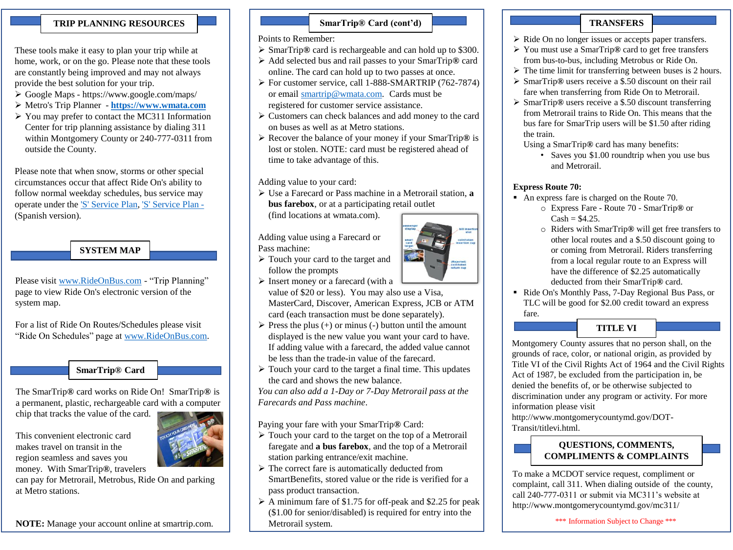## TRIP PLANNING RESOURCES

These tools make it easy to plan your trip while at home, work, or on the go. Please note that these tools are constantly being improved and may not always provide the best solution for your trip.

- Google Maps - https://www.google.com/maps/
- Metro's Trip Planner - **https://www.wmata.com**
- You may prefer to contact the MC311 Information Center for trip planning assistance by dialing 311 within Montgomery County or 240-777-0311 from outside the County.

Please note that when snow, storms or other special circumstances occur that affect Ride On's ability to follow normal weekday schedules, bus service may operate under the 'S' Service Plan, 'S' Service Plan - (Spanish version).

## SYSTEM MAP

Please visit www.RideOnBus.com - "Trip Planning" page to view Ride On's electronic version of the system map.

For a list of Ride On Routes/Schedules please visit "Ride On Schedules" page at www.RideOnBus.com.

## SmarTrip® Card

The SmarTrip® card works on Ride On! SmarTrip® is a permanent, plastic, rechargeable card with a computer chip that tracks the value of the card.

This convenient electronic card makes travel on transit in the region seamless and saves you money. With SmarTrip®, travelers can pay for Metrorail, Metrobus, Ride On and parking at Metro stations.

**NOTE:** Manage your account online at smartrip.com.

## SmarTrip® Card (cont'd)

Points to Remember:

- SmarTrip® card is rechargeable and can hold up to $300.
- Add selected bus and rail passes to your SmarTrip® card online. The card can hold up to two passes at once.
- For customer service, call 1-888-SMARTRIP (762-7874) or email smartrip@wmata.com. Cards must be registered for customer service assistance.
- Customers can check balances and add money to the card on buses as well as at Metro stations.
- Recover the balance of your money if your SmarTrip® is lost or stolen. NOTE: card must be registered ahead of time to take advantage of this.

Adding value to your card:

- Use a Farecard or Pass machine in a Metrorail station, **a bus farebox**, or at a participating retail outlet (find locations at wmata.com).

Adding value using a Farecard or Pass machine:

- Touch your card to the target and follow the prompts
- Insert money or a farecard (with a value of $20 or less). You may also use a Visa, MasterCard, Discover, American Express, JCB or ATM card (each transaction must be done separately).
- Press the plus (+) or minus (-) button until the amount displayed is the new value you want your card to have. If adding value with a farecard, the added value cannot be less than the trade-in value of the farecard.
- Touch your card to the target a final time. This updates the card and shows the new balance.

*You can also add a 1-Day or 7-Day Metrorail pass at the Farecards and Pass machine*.

Paying your fare with your SmarTrip® Card:

- Touch your card to the target on the top of a Metrorail faregate and **a bus farebox**, and the top of a Metrorail station parking entrance/exit machine.
- The correct fare is automatically deducted from SmartBenefits, stored value or the ride is verified for a pass product transaction.
- A minimum fare of $1.75 for off-peak and $2.25 for peak ($1.00 for senior/disabled) is required for entry into the Metrorail system.

## TRANSFERS

- Ride On no longer issues or accepts paper transfers.
- You must use a SmarTrip® card to get free transfers from bus-to-bus, including Metrobus or Ride On.
- The time limit for transferring between buses is 2 hours.
- SmarTrip® users receive a $.50 discount on their rail fare when transferring from Ride On to Metrorail.
- SmarTrip® users receive a $.50 discount transferring from Metrorail trains to Ride On. This means that the bus fare for SmarTrip users will be $1.50 after riding the train.

  Using a SmarTrip® card has many benefits:
  - Saves you $1.00 roundtrip when you use bus and Metrorail.

**Express Route 70:**

- An express fare is charged on the Route 70.
  - Express Fare - Route 70 - SmarTrip® or Cash = $4.25.
  - Riders with SmarTrip® will get free transfers to other local routes and a $.50 discount going to or coming from Metrorail. Riders transferring from a local regular route to an Express will have the difference of $2.25 automatically deducted from their SmarTrip® card.
- Ride On's Monthly Pass, 7-Day Regional Bus Pass, or TLC will be good for $2.00 credit toward an express fare.

## TITLE VI

Montgomery County assures that no person shall, on the grounds of race, color, or national origin, as provided by Title VI of the Civil Rights Act of 1964 and the Civil Rights Act of 1987, be excluded from the participation in, be denied the benefits of, or be otherwise subjected to discrimination under any program or activity. For more information please visit http://www.montgomerycountymd.gov/DOT-Transit/titlevi.html.

## QUESTIONS, COMMENTS, COMPLIMENTS & COMPLAINTS

To make a MCDOT service request, compliment or complaint, call 311. When dialing outside of the county, call 240-777-0311 or submit via MC311's website at http://www.montgomerycountymd.gov/mc311/

*** Information Subject to Change ***